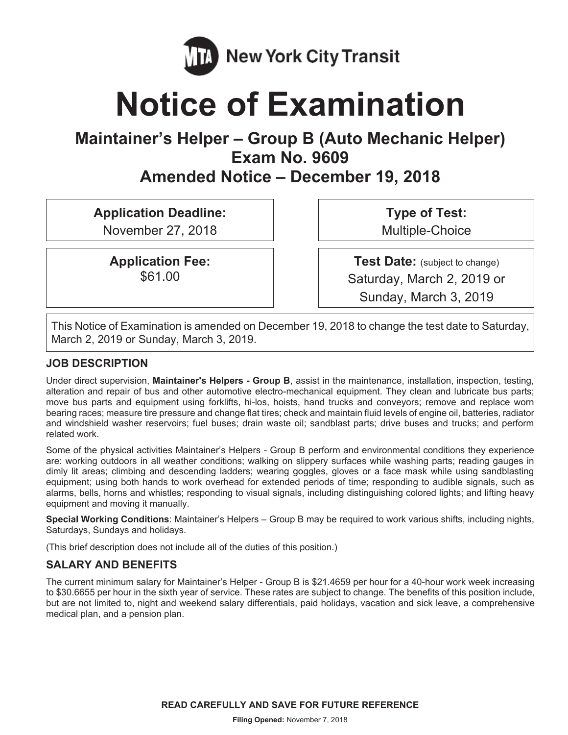MTA New York City Transit

# Notice of Examination

## Maintainer's Helper – Group B (Auto Mechanic Helper)
## Exam No. 9609
## Amended Notice – December 19, 2018

**Application Deadline:**
November 27, 2018

**Type of Test:**
Multiple-Choice

**Application Fee:**
$61.00

**Test Date:** (subject to change)
Saturday, March 2, 2019 or
Sunday, March 3, 2019

This Notice of Examination is amended on December 19, 2018 to change the test date to Saturday, March 2, 2019 or Sunday, March 3, 2019.

### JOB DESCRIPTION

Under direct supervision, **Maintainer's Helpers - Group B**, assist in the maintenance, installation, inspection, testing, alteration and repair of bus and other automotive electro-mechanical equipment. They clean and lubricate bus parts; move bus parts and equipment using forklifts, hi-los, hoists, hand trucks and conveyors; remove and replace worn bearing races; measure tire pressure and change flat tires; check and maintain fluid levels of engine oil, batteries, radiator and windshield washer reservoirs; fuel buses; drain waste oil; sandblast parts; drive buses and trucks; and perform related work.

Some of the physical activities Maintainer's Helpers - Group B perform and environmental conditions they experience are: working outdoors in all weather conditions; walking on slippery surfaces while washing parts; reading gauges in dimly lit areas; climbing and descending ladders; wearing goggles, gloves or a face mask while using sandblasting equipment; using both hands to work overhead for extended periods of time; responding to audible signals, such as alarms, bells, horns and whistles; responding to visual signals, including distinguishing colored lights; and lifting heavy equipment and moving it manually.

**Special Working Conditions**: Maintainer's Helpers – Group B may be required to work various shifts, including nights, Saturdays, Sundays and holidays.

(This brief description does not include all of the duties of this position.)

### SALARY AND BENEFITS

The current minimum salary for Maintainer's Helper - Group B is $21.4659 per hour for a 40-hour work week increasing to $30.6655 per hour in the sixth year of service. These rates are subject to change. The benefits of this position include, but are not limited to, night and weekend salary differentials, paid holidays, vacation and sick leave, a comprehensive medical plan, and a pension plan.

**READ CAREFULLY AND SAVE FOR FUTURE REFERENCE**

**Filing Opened:** November 7, 2018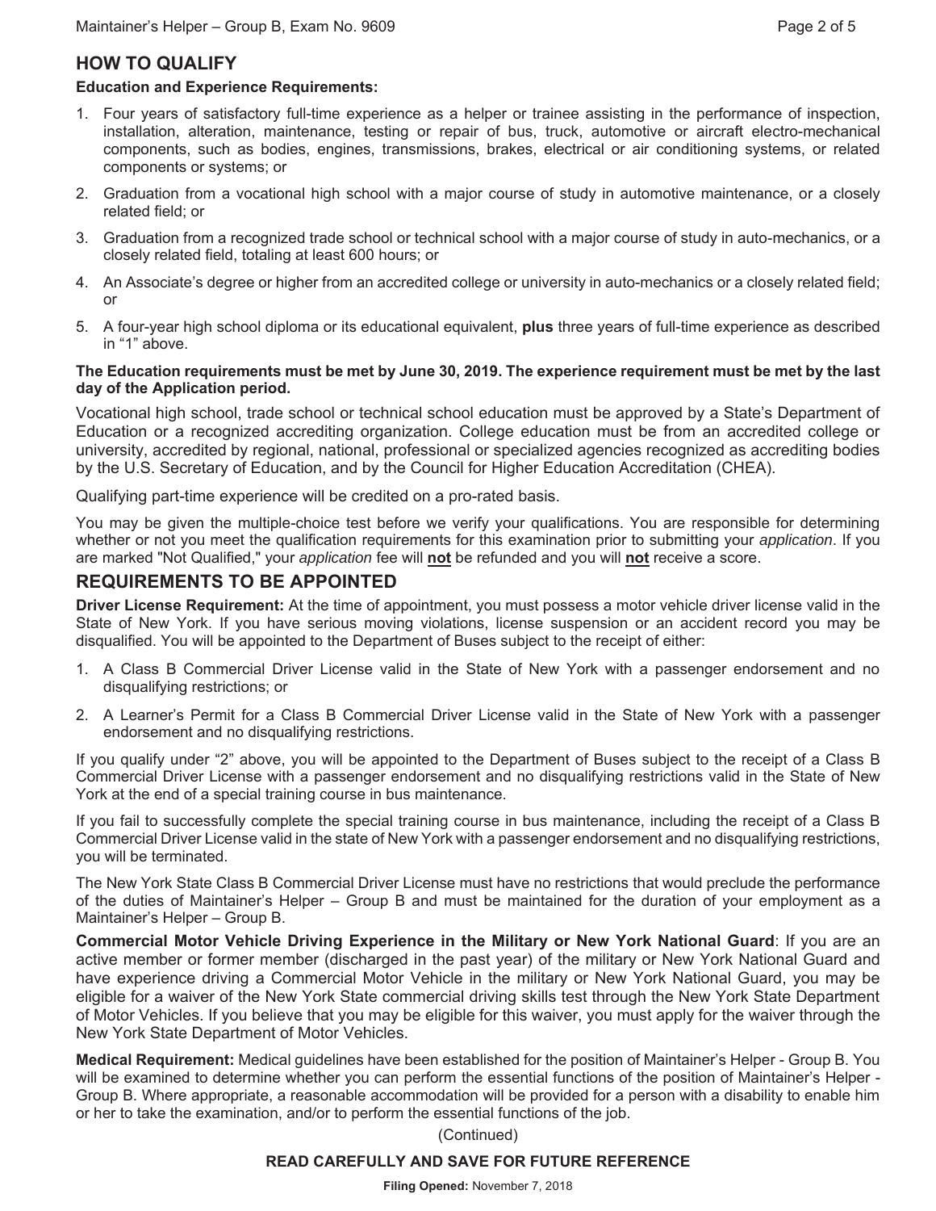## HOW TO QUALIFY

**Education and Experience Requirements:**

1. Four years of satisfactory full-time experience as a helper or trainee assisting in the performance of inspection, installation, alteration, maintenance, testing or repair of bus, truck, automotive or aircraft electro-mechanical components, such as bodies, engines, transmissions, brakes, electrical or air conditioning systems, or related components or systems; or
2. Graduation from a vocational high school with a major course of study in automotive maintenance, or a closely related field; or
3. Graduation from a recognized trade school or technical school with a major course of study in auto-mechanics, or a closely related field, totaling at least 600 hours; or
4. An Associate's degree or higher from an accredited college or university in auto-mechanics or a closely related field; or
5. A four-year high school diploma or its educational equivalent, **plus** three years of full-time experience as described in "1" above.

**The Education requirements must be met by June 30, 2019. The experience requirement must be met by the last day of the Application period.**

Vocational high school, trade school or technical school education must be approved by a State's Department of Education or a recognized accrediting organization. College education must be from an accredited college or university, accredited by regional, national, professional or specialized agencies recognized as accrediting bodies by the U.S. Secretary of Education, and by the Council for Higher Education Accreditation (CHEA).

Qualifying part-time experience will be credited on a pro-rated basis.

You may be given the multiple-choice test before we verify your qualifications. You are responsible for determining whether or not you meet the qualification requirements for this examination prior to submitting your *application*. If you are marked "Not Qualified," your *application* fee will **not** be refunded and you will **not** receive a score.

## REQUIREMENTS TO BE APPOINTED

**Driver License Requirement:** At the time of appointment, you must possess a motor vehicle driver license valid in the State of New York. If you have serious moving violations, license suspension or an accident record you may be disqualified. You will be appointed to the Department of Buses subject to the receipt of either:

1. A Class B Commercial Driver License valid in the State of New York with a passenger endorsement and no disqualifying restrictions; or
2. A Learner's Permit for a Class B Commercial Driver License valid in the State of New York with a passenger endorsement and no disqualifying restrictions.

If you qualify under "2" above, you will be appointed to the Department of Buses subject to the receipt of a Class B Commercial Driver License with a passenger endorsement and no disqualifying restrictions valid in the State of New York at the end of a special training course in bus maintenance.

If you fail to successfully complete the special training course in bus maintenance, including the receipt of a Class B Commercial Driver License valid in the state of New York with a passenger endorsement and no disqualifying restrictions, you will be terminated.

The New York State Class B Commercial Driver License must have no restrictions that would preclude the performance of the duties of Maintainer's Helper – Group B and must be maintained for the duration of your employment as a Maintainer's Helper – Group B.

**Commercial Motor Vehicle Driving Experience in the Military or New York National Guard**: If you are an active member or former member (discharged in the past year) of the military or New York National Guard and have experience driving a Commercial Motor Vehicle in the military or New York National Guard, you may be eligible for a waiver of the New York State commercial driving skills test through the New York State Department of Motor Vehicles. If you believe that you may be eligible for this waiver, you must apply for the waiver through the New York State Department of Motor Vehicles.

**Medical Requirement:** Medical guidelines have been established for the position of Maintainer's Helper - Group B. You will be examined to determine whether you can perform the essential functions of the position of Maintainer's Helper - Group B. Where appropriate, a reasonable accommodation will be provided for a person with a disability to enable him or her to take the examination, and/or to perform the essential functions of the job.

(Continued)

**READ CAREFULLY AND SAVE FOR FUTURE REFERENCE**

**Filing Opened:** November 7, 2018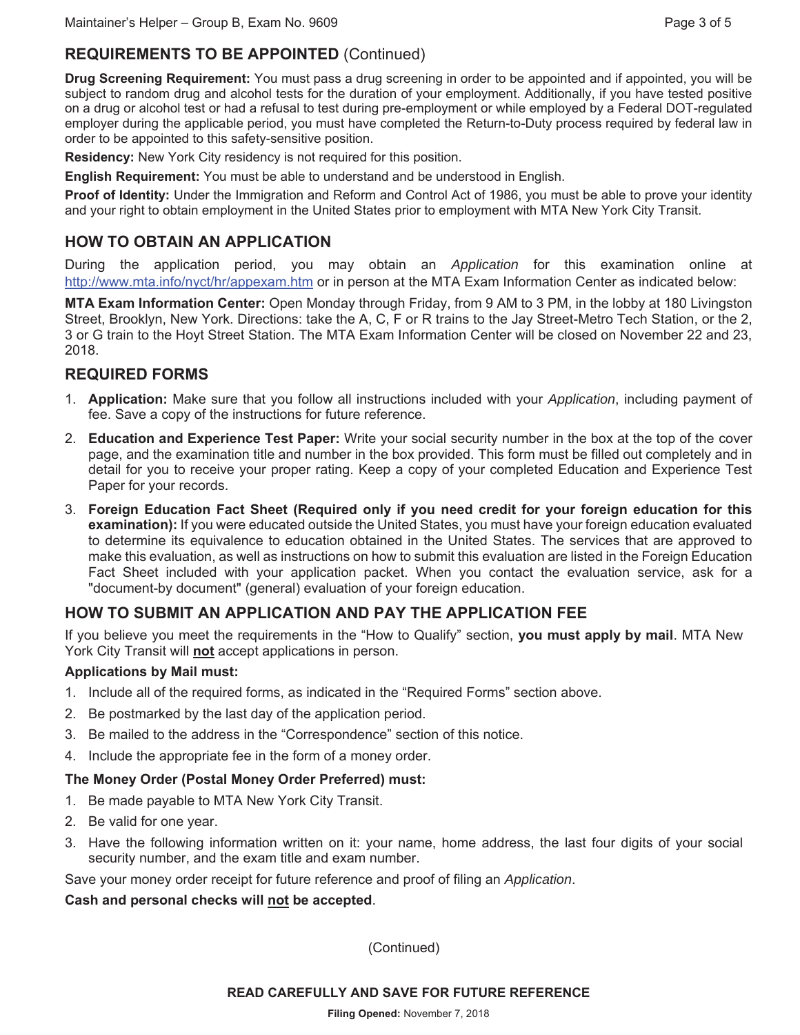## REQUIREMENTS TO BE APPOINTED (Continued)

**Drug Screening Requirement:** You must pass a drug screening in order to be appointed and if appointed, you will be subject to random drug and alcohol tests for the duration of your employment. Additionally, if you have tested positive on a drug or alcohol test or had a refusal to test during pre-employment or while employed by a Federal DOT-regulated employer during the applicable period, you must have completed the Return-to-Duty process required by federal law in order to be appointed to this safety-sensitive position.

**Residency:** New York City residency is not required for this position.

**English Requirement:** You must be able to understand and be understood in English.

**Proof of Identity:** Under the Immigration and Reform and Control Act of 1986, you must be able to prove your identity and your right to obtain employment in the United States prior to employment with MTA New York City Transit.

## HOW TO OBTAIN AN APPLICATION

During the application period, you may obtain an *Application* for this examination online at http://www.mta.info/nyct/hr/appexam.htm or in person at the MTA Exam Information Center as indicated below:

**MTA Exam Information Center:** Open Monday through Friday, from 9 AM to 3 PM, in the lobby at 180 Livingston Street, Brooklyn, New York. Directions: take the A, C, F or R trains to the Jay Street-Metro Tech Station, or the 2, 3 or G train to the Hoyt Street Station. The MTA Exam Information Center will be closed on November 22 and 23, 2018.

## REQUIRED FORMS

1. **Application:** Make sure that you follow all instructions included with your *Application*, including payment of fee. Save a copy of the instructions for future reference.
2. **Education and Experience Test Paper:** Write your social security number in the box at the top of the cover page, and the examination title and number in the box provided. This form must be filled out completely and in detail for you to receive your proper rating. Keep a copy of your completed Education and Experience Test Paper for your records.
3. **Foreign Education Fact Sheet (Required only if you need credit for your foreign education for this examination):** If you were educated outside the United States, you must have your foreign education evaluated to determine its equivalence to education obtained in the United States. The services that are approved to make this evaluation, as well as instructions on how to submit this evaluation are listed in the Foreign Education Fact Sheet included with your application packet. When you contact the evaluation service, ask for a "document-by document" (general) evaluation of your foreign education.

## HOW TO SUBMIT AN APPLICATION AND PAY THE APPLICATION FEE

If you believe you meet the requirements in the "How to Qualify" section, **you must apply by mail**. MTA New York City Transit will **not** accept applications in person.

**Applications by Mail must:**

1. Include all of the required forms, as indicated in the "Required Forms" section above.
2. Be postmarked by the last day of the application period.
3. Be mailed to the address in the "Correspondence" section of this notice.
4. Include the appropriate fee in the form of a money order.

**The Money Order (Postal Money Order Preferred) must:**

1. Be made payable to MTA New York City Transit.
2. Be valid for one year.
3. Have the following information written on it: your name, home address, the last four digits of your social security number, and the exam title and exam number.

Save your money order receipt for future reference and proof of filing an *Application*.

**Cash and personal checks will not be accepted**.

(Continued)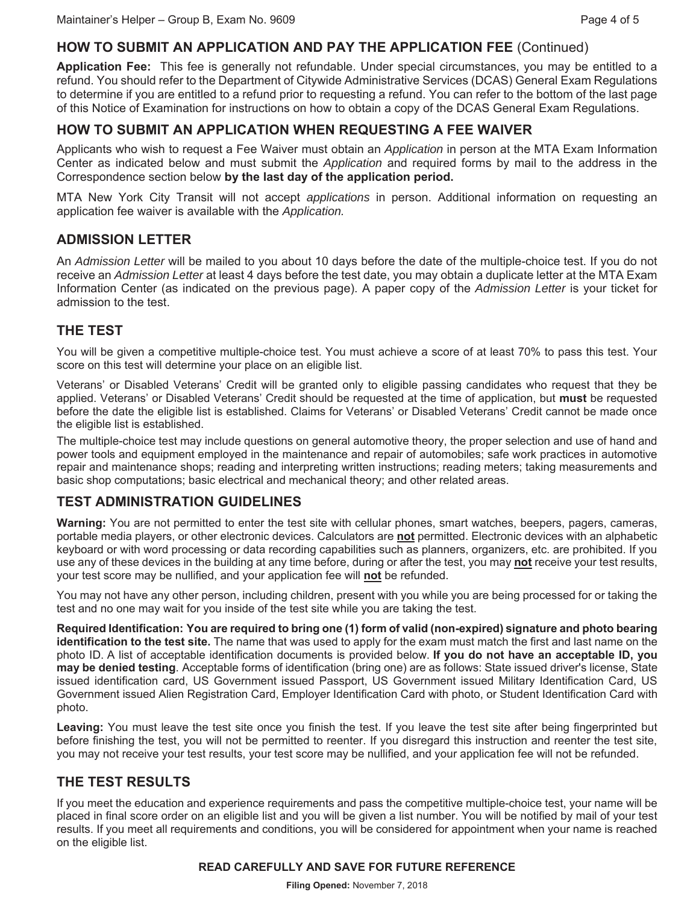## HOW TO SUBMIT AN APPLICATION AND PAY THE APPLICATION FEE (Continued)

**Application Fee:** This fee is generally not refundable. Under special circumstances, you may be entitled to a refund. You should refer to the Department of Citywide Administrative Services (DCAS) General Exam Regulations to determine if you are entitled to a refund prior to requesting a refund. You can refer to the bottom of the last page of this Notice of Examination for instructions on how to obtain a copy of the DCAS General Exam Regulations.

## HOW TO SUBMIT AN APPLICATION WHEN REQUESTING A FEE WAIVER

Applicants who wish to request a Fee Waiver must obtain an *Application* in person at the MTA Exam Information Center as indicated below and must submit the *Application* and required forms by mail to the address in the Correspondence section below **by the last day of the application period.**

MTA New York City Transit will not accept *applications* in person. Additional information on requesting an application fee waiver is available with the *Application.*

## ADMISSION LETTER

An *Admission Letter* will be mailed to you about 10 days before the date of the multiple-choice test. If you do not receive an *Admission Letter* at least 4 days before the test date, you may obtain a duplicate letter at the MTA Exam Information Center (as indicated on the previous page). A paper copy of the *Admission Letter* is your ticket for admission to the test.

## THE TEST

You will be given a competitive multiple-choice test. You must achieve a score of at least 70% to pass this test. Your score on this test will determine your place on an eligible list.

Veterans' or Disabled Veterans' Credit will be granted only to eligible passing candidates who request that they be applied. Veterans' or Disabled Veterans' Credit should be requested at the time of application, but **must** be requested before the date the eligible list is established. Claims for Veterans' or Disabled Veterans' Credit cannot be made once the eligible list is established.

The multiple-choice test may include questions on general automotive theory, the proper selection and use of hand and power tools and equipment employed in the maintenance and repair of automobiles; safe work practices in automotive repair and maintenance shops; reading and interpreting written instructions; reading meters; taking measurements and basic shop computations; basic electrical and mechanical theory; and other related areas.

## TEST ADMINISTRATION GUIDELINES

**Warning:** You are not permitted to enter the test site with cellular phones, smart watches, beepers, pagers, cameras, portable media players, or other electronic devices. Calculators are **not** permitted. Electronic devices with an alphabetic keyboard or with word processing or data recording capabilities such as planners, organizers, etc. are prohibited. If you use any of these devices in the building at any time before, during or after the test, you may **not** receive your test results, your test score may be nullified, and your application fee will **not** be refunded.

You may not have any other person, including children, present with you while you are being processed for or taking the test and no one may wait for you inside of the test site while you are taking the test.

**Required Identification: You are required to bring one (1) form of valid (non-expired) signature and photo bearing identification to the test site.** The name that was used to apply for the exam must match the first and last name on the photo ID. A list of acceptable identification documents is provided below. **If you do not have an acceptable ID, you may be denied testing**. Acceptable forms of identification (bring one) are as follows: State issued driver's license, State issued identification card, US Government issued Passport, US Government issued Military Identification Card, US Government issued Alien Registration Card, Employer Identification Card with photo, or Student Identification Card with photo.

**Leaving:** You must leave the test site once you finish the test. If you leave the test site after being fingerprinted but before finishing the test, you will not be permitted to reenter. If you disregard this instruction and reenter the test site, you may not receive your test results, your test score may be nullified, and your application fee will not be refunded.

## THE TEST RESULTS

If you meet the education and experience requirements and pass the competitive multiple-choice test, your name will be placed in final score order on an eligible list and you will be given a list number. You will be notified by mail of your test results. If you meet all requirements and conditions, you will be considered for appointment when your name is reached on the eligible list.

**READ CAREFULLY AND SAVE FOR FUTURE REFERENCE**

**Filing Opened:** November 7, 2018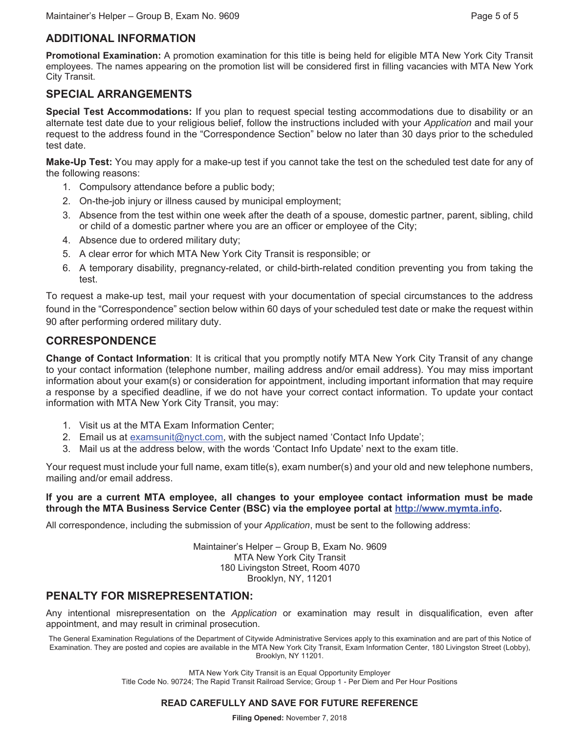## ADDITIONAL INFORMATION

**Promotional Examination:** A promotion examination for this title is being held for eligible MTA New York City Transit employees. The names appearing on the promotion list will be considered first in filling vacancies with MTA New York City Transit.

## SPECIAL ARRANGEMENTS

**Special Test Accommodations:** If you plan to request special testing accommodations due to disability or an alternate test date due to your religious belief, follow the instructions included with your *Application* and mail your request to the address found in the "Correspondence Section" below no later than 30 days prior to the scheduled test date.

**Make-Up Test:** You may apply for a make-up test if you cannot take the test on the scheduled test date for any of the following reasons:

1. Compulsory attendance before a public body;
2. On-the-job injury or illness caused by municipal employment;
3. Absence from the test within one week after the death of a spouse, domestic partner, parent, sibling, child or child of a domestic partner where you are an officer or employee of the City;
4. Absence due to ordered military duty;
5. A clear error for which MTA New York City Transit is responsible; or
6. A temporary disability, pregnancy-related, or child-birth-related condition preventing you from taking the test.

To request a make-up test, mail your request with your documentation of special circumstances to the address found in the "Correspondence" section below within 60 days of your scheduled test date or make the request within 90 after performing ordered military duty.

## CORRESPONDENCE

**Change of Contact Information**: It is critical that you promptly notify MTA New York City Transit of any change to your contact information (telephone number, mailing address and/or email address). You may miss important information about your exam(s) or consideration for appointment, including important information that may require a response by a specified deadline, if we do not have your correct contact information. To update your contact information with MTA New York City Transit, you may:

1. Visit us at the MTA Exam Information Center;
2. Email us at examsunit@nyct.com, with the subject named 'Contact Info Update';
3. Mail us at the address below, with the words 'Contact Info Update' next to the exam title.

Your request must include your full name, exam title(s), exam number(s) and your old and new telephone numbers, mailing and/or email address.

**If you are a current MTA employee, all changes to your employee contact information must be made through the MTA Business Service Center (BSC) via the employee portal at http://www.mymta.info.**

All correspondence, including the submission of your *Application*, must be sent to the following address:

Maintainer's Helper – Group B, Exam No. 9609
MTA New York City Transit
180 Livingston Street, Room 4070
Brooklyn, NY, 11201

## PENALTY FOR MISREPRESENTATION:

Any intentional misrepresentation on the *Application* or examination may result in disqualification, even after appointment, and may result in criminal prosecution.

The General Examination Regulations of the Department of Citywide Administrative Services apply to this examination and are part of this Notice of Examination. They are posted and copies are available in the MTA New York City Transit, Exam Information Center, 180 Livingston Street (Lobby), Brooklyn, NY 11201.

MTA New York City Transit is an Equal Opportunity Employer
Title Code No. 90724; The Rapid Transit Railroad Service; Group 1 - Per Diem and Per Hour Positions

**READ CAREFULLY AND SAVE FOR FUTURE REFERENCE**

**Filing Opened:** November 7, 2018